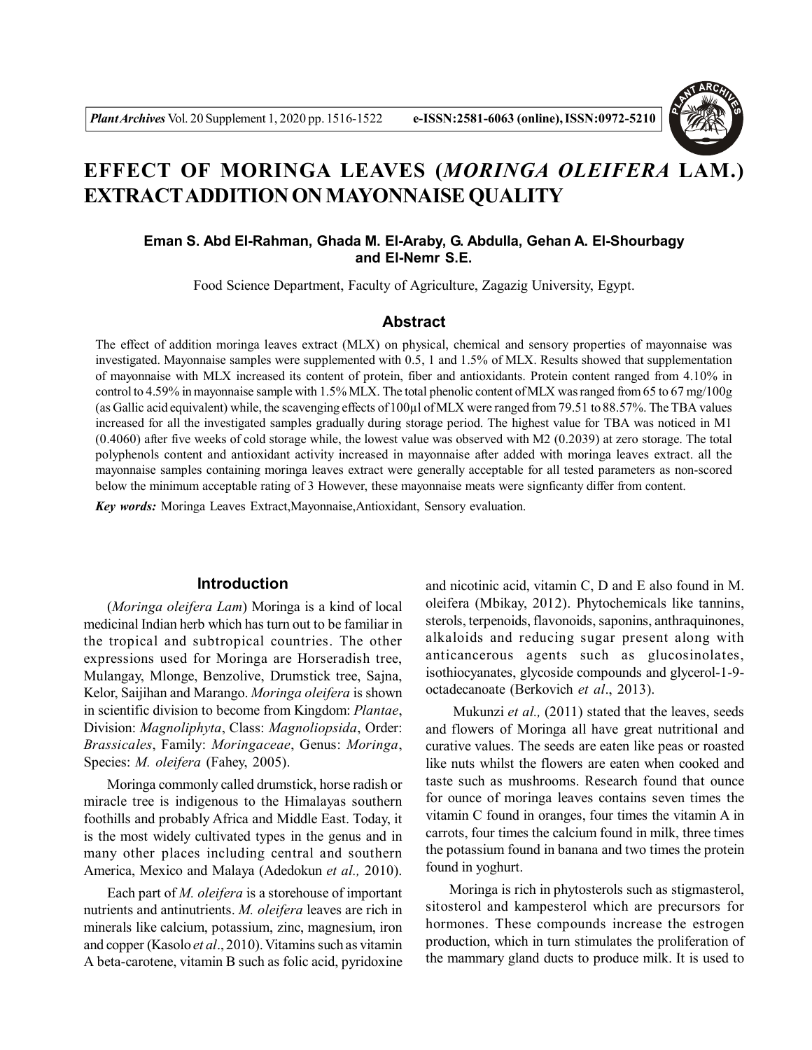# EFFECT OF MORINGA LEAVES (*MORINGA OLEIFERA* LAM.) EXTRACT ADDITION ON MAYONNAISE QUALITY

**Eman S. Abd El-Rahman, Ghada M. El-Araby, G. Abdulla, Gehan A. El-Shourbagy and El-Nemr S.E.**

Food Science Department, Faculty of Agriculture, Zagazig University, Egypt.

## Abstract

The effect of addition moringa leaves extract (MLX) on physical, chemical and sensory properties of mayonnaise was investigated. Mayonnaise samples were supplemented with 0.5, 1 and 1.5% of MLX. Results showed that supplementation of mayonnaise with MLX increased its content of protein, fiber and antioxidants. Protein content ranged from 4.10% in control to 4.59% in mayonnaise sample with 1.5% MLX. The total phenolic content of MLX was ranged from 65 to 67 mg/100g (as Gallic acid equivalent) while, the scavenging effects of 100µl of MLX were ranged from 79.51 to 88.57%. The TBA values increased for all the investigated samples gradually during storage period. The highest value for TBA was noticed in M1 (0.4060) after five weeks of cold storage while, the lowest value was observed with M2 (0.2039) at zero storage. The total polyphenols content and antioxidant activity increased in mayonnaise after added with moringa leaves extract. all the mayonnaise samples containing moringa leaves extract were generally acceptable for all tested parameters as non-scored below the minimum acceptable rating of 3 However, these mayonnaise meats were signficanty differ from content.

***Key words:*** Moringa Leaves Extract,Mayonnaise,Antioxidant, Sensory evaluation.

## Introduction

(*Moringa oleifera Lam*) Moringa is a kind of local medicinal Indian herb which has turn out to be familiar in the tropical and subtropical countries. The other expressions used for Moringa are Horseradish tree, Mulangay, Mlonge, Benzolive, Drumstick tree, Sajna, Kelor, Saijihan and Marango. *Moringa oleifera* is shown in scientific division to become from Kingdom: *Plantae*, Division: *Magnoliphyta*, Class: *Magnoliopsida*, Order: *Brassicales*, Family: *Moringaceae*, Genus: *Moringa*, Species: *M. oleifera* (Fahey, 2005).

Moringa commonly called drumstick, horse radish or miracle tree is indigenous to the Himalayas southern foothills and probably Africa and Middle East. Today, it is the most widely cultivated types in the genus and in many other places including central and southern America, Mexico and Malaya (Adedokun *et al.,* 2010).

Each part of *M. oleifera* is a storehouse of important nutrients and antinutrients. *M. oleifera* leaves are rich in minerals like calcium, potassium, zinc, magnesium, iron and copper (Kasolo *et al*., 2010). Vitamins such as vitamin A beta-carotene, vitamin B such as folic acid, pyridoxine and nicotinic acid, vitamin C, D and E also found in M. oleifera (Mbikay, 2012). Phytochemicals like tannins, sterols, terpenoids, flavonoids, saponins, anthraquinones, alkaloids and reducing sugar present along with anticancerous agents such as glucosinolates, isothiocyanates, glycoside compounds and glycerol-1-9-octadecanoate (Berkovich *et al*., 2013).

Mukunzi *et al.,* (2011) stated that the leaves, seeds and flowers of Moringa all have great nutritional and curative values. The seeds are eaten like peas or roasted like nuts whilst the flowers are eaten when cooked and taste such as mushrooms. Research found that ounce for ounce of moringa leaves contains seven times the vitamin C found in oranges, four times the vitamin A in carrots, four times the calcium found in milk, three times the potassium found in banana and two times the protein found in yoghurt.

Moringa is rich in phytosterols such as stigmasterol, sitosterol and kampesterol which are precursors for hormones. These compounds increase the estrogen production, which in turn stimulates the proliferation of the mammary gland ducts to produce milk. It is used to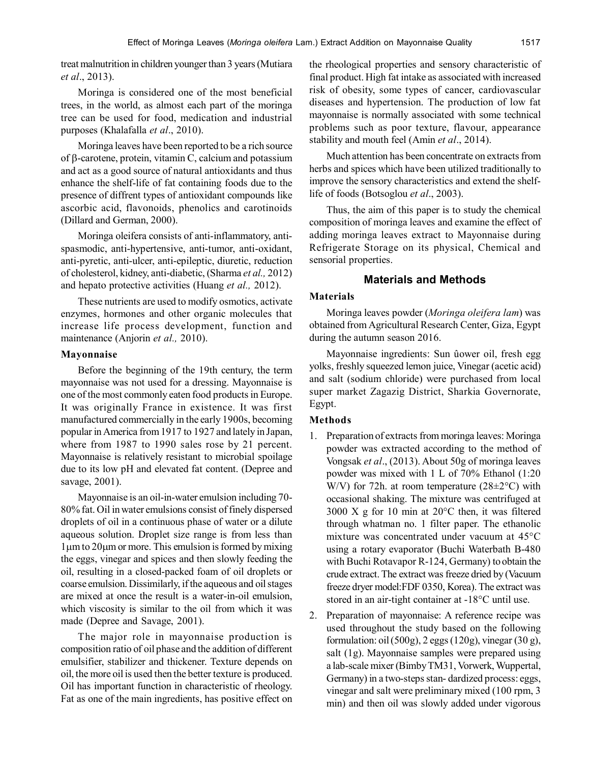treat malnutrition in children younger than 3 years (Mutiara *et al*., 2013).

Moringa is considered one of the most beneficial trees, in the world, as almost each part of the moringa tree can be used for food, medication and industrial purposes (Khalafalla *et al*., 2010).

Moringa leaves have been reported to be a rich source of β-carotene, protein, vitamin C, calcium and potassium and act as a good source of natural antioxidants and thus enhance the shelf-life of fat containing foods due to the presence of diffrent types of antioxidant compounds like ascorbic acid, flavonoids, phenolics and carotinoids (Dillard and German, 2000).

Moringa oleifera consists of anti-inflammatory, anti-spasmodic, anti-hypertensive, anti-tumor, anti-oxidant, anti-pyretic, anti-ulcer, anti-epileptic, diuretic, reduction of cholesterol, kidney, anti-diabetic, (Sharma *et al.,* 2012) and hepato protective activities (Huang *et al.,* 2012).

These nutrients are used to modify osmotics, activate enzymes, hormones and other organic molecules that increase life process development, function and maintenance (Anjorin *et al.,* 2010).

### Mayonnaise

Before the beginning of the 19th century, the term mayonnaise was not used for a dressing. Mayonnaise is one of the most commonly eaten food products in Europe. It was originally France in existence. It was first manufactured commercially in the early 1900s, becoming popular in America from 1917 to 1927 and lately in Japan, where from 1987 to 1990 sales rose by 21 percent. Mayonnaise is relatively resistant to microbial spoilage due to its low pH and elevated fat content. (Depree and savage, 2001).

Mayonnaise is an oil-in-water emulsion including 70-80% fat. Oil in water emulsions consist of finely dispersed droplets of oil in a continuous phase of water or a dilute aqueous solution. Droplet size range is from less than 1μm to 20μm or more. This emulsion is formed by mixing the eggs, vinegar and spices and then slowly feeding the oil, resulting in a closed-packed foam of oil droplets or coarse emulsion. Dissimilarly, if the aqueous and oil stages are mixed at once the result is a water-in-oil emulsion, which viscosity is similar to the oil from which it was made (Depree and Savage, 2001).

The major role in mayonnaise production is composition ratio of oil phase and the addition of different emulsifier, stabilizer and thickener. Texture depends on oil, the more oil is used then the better texture is produced. Oil has important function in characteristic of rheology. Fat as one of the main ingredients, has positive effect on the rheological properties and sensory characteristic of final product. High fat intake as associated with increased risk of obesity, some types of cancer, cardiovascular diseases and hypertension. The production of low fat mayonnaise is normally associated with some technical problems such as poor texture, flavour, appearance stability and mouth feel (Amin *et al*., 2014).

Much attention has been concentrate on extracts from herbs and spices which have been utilized traditionally to improve the sensory characteristics and extend the shelf-life of foods (Botsoglou *et al*., 2003).

Thus, the aim of this paper is to study the chemical composition of moringa leaves and examine the effect of adding moringa leaves extract to Mayonnaise during Refrigerate Storage on its physical, Chemical and sensorial properties.

## Materials and Methods

### Materials

Moringa leaves powder (*Moringa oleifera lam*) was obtained from Agricultural Research Center, Giza, Egypt during the autumn season 2016.

Mayonnaise ingredients: Sun ûower oil, fresh egg yolks, freshly squeezed lemon juice, Vinegar (acetic acid) and salt (sodium chloride) were purchased from local super market Zagazig District, Sharkia Governorate, Egypt.

### Methods

1. Preparation of extracts from moringa leaves: Moringa powder was extracted according to the method of Vongsak *et al*., (2013). About 50g of moringa leaves powder was mixed with 1 L of 70% Ethanol (1:20 W/V) for 72h. at room temperature (28±2°C) with occasional shaking. The mixture was centrifuged at 3000 X g for 10 min at 20°C then, it was filtered through whatman no. 1 filter paper. The ethanolic mixture was concentrated under vacuum at 45°C using a rotary evaporator (Buchi Waterbath B-480 with Buchi Rotavapor R-124, Germany) to obtain the crude extract. The extract was freeze dried by (Vacuum freeze dryer model:FDF 0350, Korea). The extract was stored in an air-tight container at -18°C until use.
2. Preparation of mayonnaise: A reference recipe was used throughout the study based on the following formulation: oil (500g), 2 eggs (120g), vinegar (30 g), salt (1g). Mayonnaise samples were prepared using a lab-scale mixer (Bimby TM31, Vorwerk, Wuppertal, Germany) in a two-steps stan- dardized process: eggs, vinegar and salt were preliminary mixed (100 rpm, 3 min) and then oil was slowly added under vigorous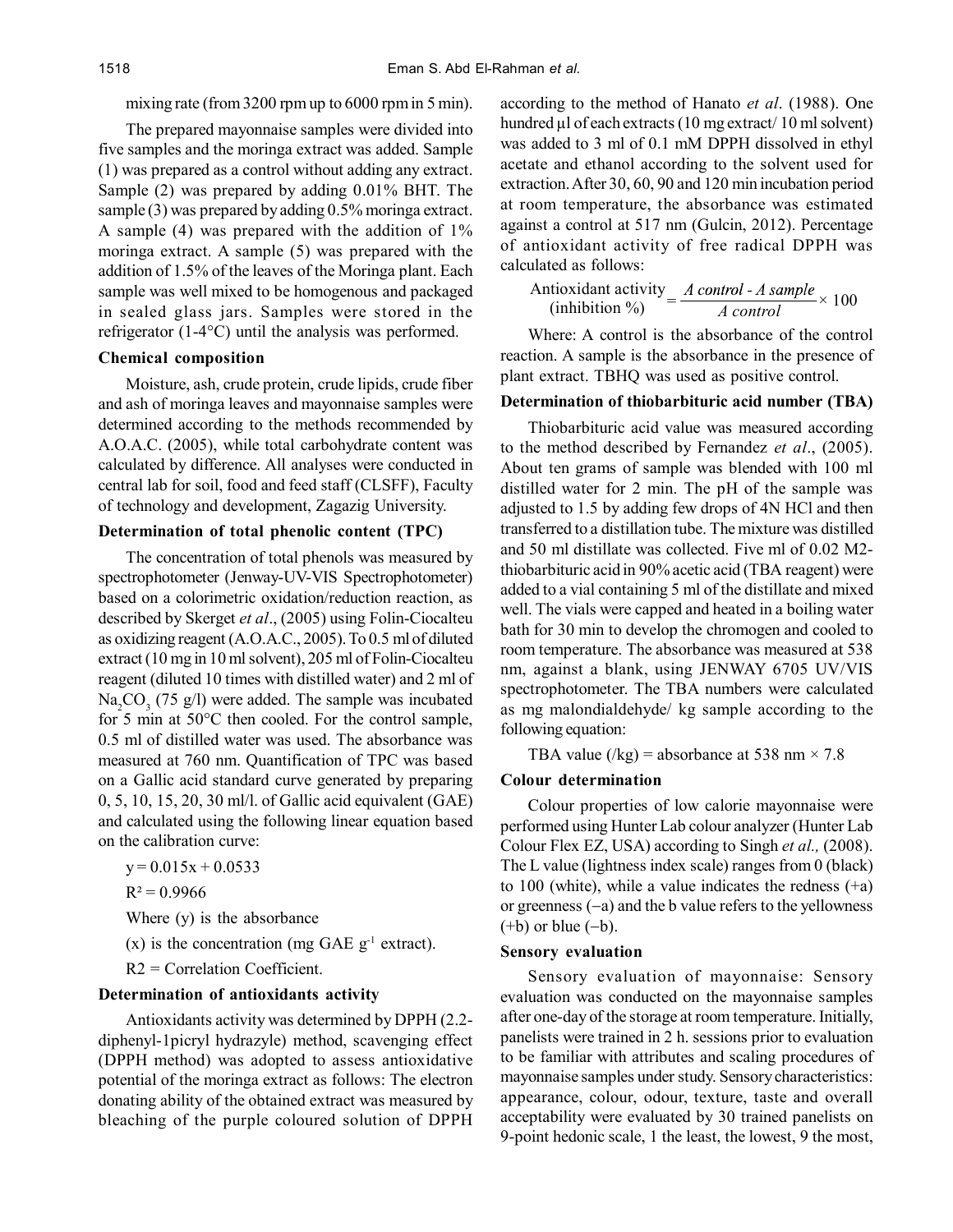mixing rate (from 3200 rpm up to 6000 rpm in 5 min).

The prepared mayonnaise samples were divided into five samples and the moringa extract was added. Sample (1) was prepared as a control without adding any extract. Sample (2) was prepared by adding 0.01% BHT. The sample (3) was prepared by adding 0.5% moringa extract. A sample (4) was prepared with the addition of 1% moringa extract. A sample (5) was prepared with the addition of 1.5% of the leaves of the Moringa plant. Each sample was well mixed to be homogenous and packaged in sealed glass jars. Samples were stored in the refrigerator (1-4°C) until the analysis was performed.

### Chemical composition

Moisture, ash, crude protein, crude lipids, crude fiber and ash of moringa leaves and mayonnaise samples were determined according to the methods recommended by A.O.A.C. (2005), while total carbohydrate content was calculated by difference. All analyses were conducted in central lab for soil, food and feed staff (CLSFF), Faculty of technology and development, Zagazig University.

### Determination of total phenolic content (TPC)

The concentration of total phenols was measured by spectrophotometer (Jenway-UV-VIS Spectrophotometer) based on a colorimetric oxidation/reduction reaction, as described by Skerget *et al*., (2005) using Folin-Ciocalteu as oxidizing reagent (A.O.A.C., 2005). To 0.5 ml of diluted extract (10 mg in 10 ml solvent), 205 ml of Folin-Ciocalteu reagent (diluted 10 times with distilled water) and 2 ml of $Na_2CO_3$ (75 g/l) were added. The sample was incubated for 5 min at 50°C then cooled. For the control sample, 0.5 ml of distilled water was used. The absorbance was measured at 760 nm. Quantification of TPC was based on a Gallic acid standard curve generated by preparing 0, 5, 10, 15, 20, 30 ml/l. of Gallic acid equivalent (GAE) and calculated using the following linear equation based on the calibration curve:

$$y = 0.015x + 0.0533$$

$$R^2 = 0.9966$$

Where (y) is the absorbance

(x) is the concentration (mg GAE $g^{-1}$ extract).

R2 = Correlation Coefficient.

### Determination of antioxidants activity

Antioxidants activity was determined by DPPH (2.2-diphenyl-1picryl hydrazyle) method, scavenging effect (DPPH method) was adopted to assess antioxidative potential of the moringa extract as follows: The electron donating ability of the obtained extract was measured by bleaching of the purple coloured solution of DPPH according to the method of Hanato *et al*. (1988). One hundred µl of each extracts (10 mg extract/ 10 ml solvent) was added to 3 ml of 0.1 mM DPPH dissolved in ethyl acetate and ethanol according to the solvent used for extraction. After 30, 60, 90 and 120 min incubation period at room temperature, the absorbance was estimated against a control at 517 nm (Gulcin, 2012). Percentage of antioxidant activity of free radical DPPH was calculated as follows:

$$\text{Antioxidant activity (inhibition \%)} = \frac{A\ control - A\ sample}{A\ control} \times 100$$

Where: A control is the absorbance of the control reaction. A sample is the absorbance in the presence of plant extract. TBHQ was used as positive control.

### Determination of thiobarbituric acid number (TBA)

Thiobarbituric acid value was measured according to the method described by Fernandez *et al*., (2005). About ten grams of sample was blended with 100 ml distilled water for 2 min. The pH of the sample was adjusted to 1.5 by adding few drops of 4N HCl and then transferred to a distillation tube. The mixture was distilled and 50 ml distillate was collected. Five ml of 0.02 M2-thiobarbituric acid in 90% acetic acid (TBA reagent) were added to a vial containing 5 ml of the distillate and mixed well. The vials were capped and heated in a boiling water bath for 30 min to develop the chromogen and cooled to room temperature. The absorbance was measured at 538 nm, against a blank, using JENWAY 6705 UV/VIS spectrophotometer. The TBA numbers were calculated as mg malondialdehyde/ kg sample according to the following equation:

$$\text{TBA value (/kg)} = \text{absorbance at 538 nm} \times 7.8$$

### Colour determination

Colour properties of low calorie mayonnaise were performed using Hunter Lab colour analyzer (Hunter Lab Colour Flex EZ, USA) according to Singh *et al.,* (2008). The L value (lightness index scale) ranges from 0 (black) to 100 (white), while a value indicates the redness (+a) or greenness (−a) and the b value refers to the yellowness (+b) or blue (−b).

### Sensory evaluation

Sensory evaluation of mayonnaise: Sensory evaluation was conducted on the mayonnaise samples after one-day of the storage at room temperature. Initially, panelists were trained in 2 h. sessions prior to evaluation to be familiar with attributes and scaling procedures of mayonnaise samples under study. Sensory characteristics: appearance, colour, odour, texture, taste and overall acceptability were evaluated by 30 trained panelists on 9-point hedonic scale, 1 the least, the lowest, 9 the most,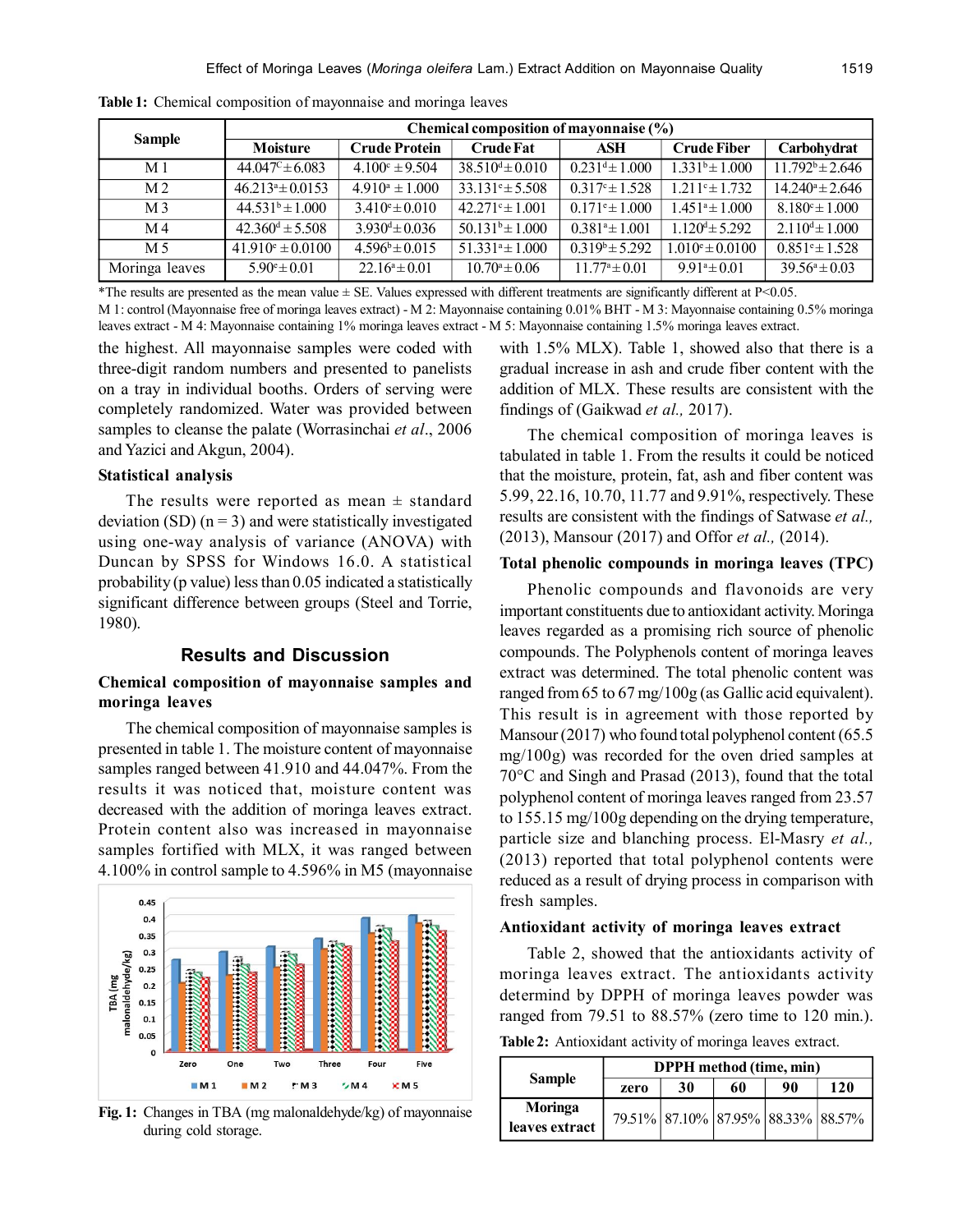**Table 1:** Chemical composition of mayonnaise and moringa leaves

| Sample | Chemical composition of mayonnaise (%) | | | | | |
|---|---|---|---|---|---|---|
| | Moisture | Crude Protein | Crude Fat | ASH | Crude Fiber | Carbohydrat |
| M 1 | $44.047^{C}\pm6.083$ | $4.100^{c}\pm9.504$ | $38.510^{d}\pm0.010$ | $0.231^{d}\pm1.000$ | $1.331^{b}\pm1.000$ | $11.792^{b}\pm2.646$ |
| M 2 | $46.213^{a}\pm0.0153$ | $4.910^{a}\pm1.000$ | $33.131^{e}\pm5.508$ | $0.317^{c}\pm1.528$ | $1.211^{c}\pm1.732$ | $14.240^{a}\pm2.646$ |
| M 3 | $44.531^{b}\pm1.000$ | $3.410^{e}\pm0.010$ | $42.271^{c}\pm1.001$ | $0.171^{e}\pm1.000$ | $1.451^{a}\pm1.000$ | $8.180^{c}\pm1.000$ |
| M 4 | $42.360^{d}\pm5.508$ | $3.930^{d}\pm0.036$ | $50.131^{b}\pm1.000$ | $0.381^{a}\pm1.001$ | $1.120^{d}\pm5.292$ | $2.110^{d}\pm1.000$ |
| M 5 | $41.910^{e}\pm0.0100$ | $4.596^{b}\pm0.015$ | $51.331^{a}\pm1.000$ | $0.319^{b}\pm5.292$ | $1.010^{e}\pm0.0100$ | $0.851^{e}\pm1.528$ |
| Moringa leaves | $5.90^{e}\pm0.01$ | $22.16^{a}\pm0.01$ | $10.70^{a}\pm0.06$ | $11.77^{a}\pm0.01$ | $9.91^{a}\pm0.01$ | $39.56^{a}\pm0.03$ |

*The results are presented as the mean value ± SE. Values expressed with different treatments are significantly different at $P<0.05$.

M 1: control (Mayonnaise free of moringa leaves extract) - M 2: Mayonnaise containing 0.01% BHT - M 3: Mayonnaise containing 0.5% moringa leaves extract - M 4: Mayonnaise containing 1% moringa leaves extract - M 5: Mayonnaise containing 1.5% moringa leaves extract.

the highest. All mayonnaise samples were coded with three-digit random numbers and presented to panelists on a tray in individual booths. Orders of serving were completely randomized. Water was provided between samples to cleanse the palate (Worrasinchai *et al*., 2006 and Yazici and Akgun, 2004).

### Statistical analysis

The results were reported as mean ± standard deviation (SD) ($n = 3$) and were statistically investigated using one-way analysis of variance (ANOVA) with Duncan by SPSS for Windows 16.0. A statistical probability (p value) less than 0.05 indicated a statistically significant difference between groups (Steel and Torrie, 1980).

## Results and Discussion

### Chemical composition of mayonnaise samples and moringa leaves

The chemical composition of mayonnaise samples is presented in table 1. The moisture content of mayonnaise samples ranged between 41.910 and 44.047%. From the results it was noticed that, moisture content was decreased with the addition of moringa leaves extract. Protein content also was increased in mayonnaise samples fortified with MLX, it was ranged between 4.100% in control sample to 4.596% in M5 (mayonnaise with 1.5% MLX). Table 1, showed also that there is a gradual increase in ash and crude fiber content with the addition of MLX. These results are consistent with the findings of (Gaikwad *et al.,* 2017).

**Fig. 1:** Changes in TBA (mg malonaldehyde/kg) of mayonnaise during cold storage.

The chemical composition of moringa leaves is tabulated in table 1. From the results it could be noticed that the moisture, protein, fat, ash and fiber content was 5.99, 22.16, 10.70, 11.77 and 9.91%, respectively. These results are consistent with the findings of Satwase *et al.,* (2013), Mansour (2017) and Offor *et al.,* (2014).

### Total phenolic compounds in moringa leaves (TPC)

Phenolic compounds and flavonoids are very important constituents due to antioxidant activity. Moringa leaves regarded as a promising rich source of phenolic compounds. The Polyphenols content of moringa leaves extract was determined. The total phenolic content was ranged from 65 to 67 mg/100g (as Gallic acid equivalent). This result is in agreement with those reported by Mansour (2017) who found total polyphenol content (65.5 mg/100g) was recorded for the oven dried samples at 70°C and Singh and Prasad (2013), found that the total polyphenol content of moringa leaves ranged from 23.57 to 155.15 mg/100g depending on the drying temperature, particle size and blanching process. El-Masry *et al.,* (2013) reported that total polyphenol contents were reduced as a result of drying process in comparison with fresh samples.

### Antioxidant activity of moringa leaves extract

Table 2, showed that the antioxidants activity of moringa leaves extract. The antioxidants activity determind by DPPH of moringa leaves powder was ranged from 79.51 to 88.57% (zero time to 120 min.).

**Table 2:** Antioxidant activity of moringa leaves extract.

| Sample | DPPH method (time, min) | | | | |
|---|---|---|---|---|---|
| | zero | 30 | 60 | 90 | 120 |
| Moringa leaves extract | 79.51% | 87.10% | 87.95% | 88.33% | 88.57% |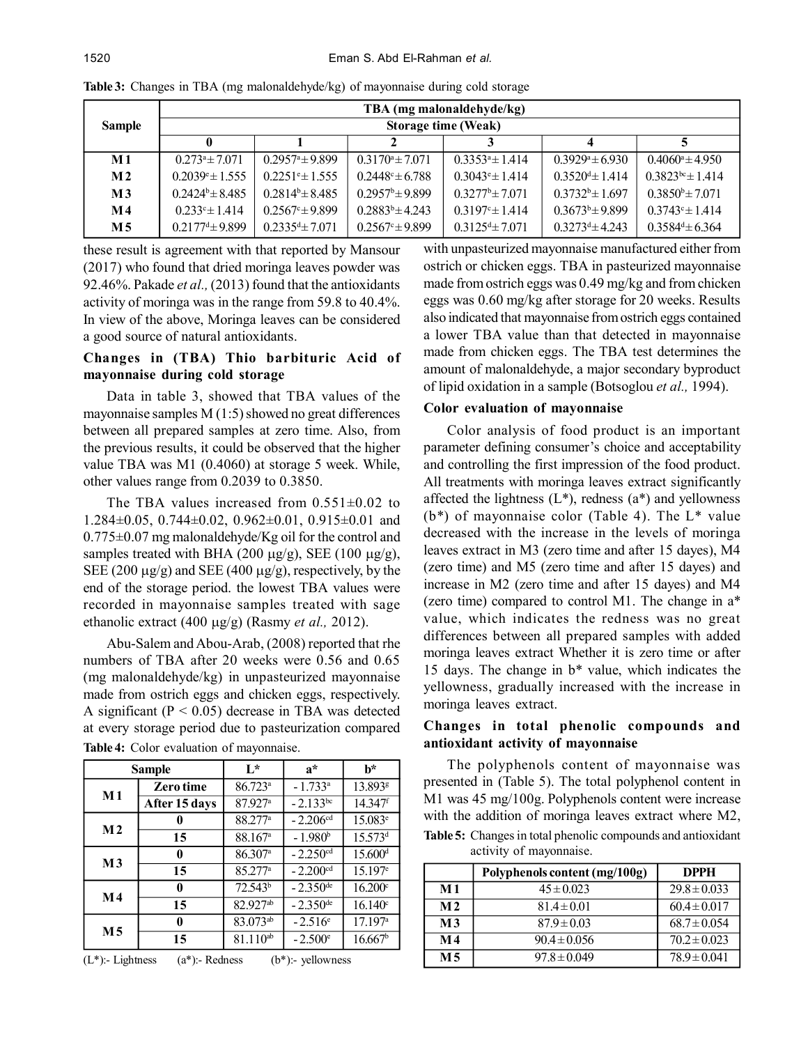**Table 3:** Changes in TBA (mg malonaldehyde/kg) of mayonnaise during cold storage

| Sample | TBA (mg malonaldehyde/kg) | | | | | |
|---|---|---|---|---|---|---|
| | Storage time (Weak) | | | | | |
| | 0 | 1 | 2 | 3 | 4 | 5 |
| M1 | 0.273[a]± 7.071 | 0.2957[a]± 9.899 | 0.3170[a]± 7.071 | 0.3353[a]± 1.414 | 0.3929[a]± 6.930 | 0.4060[a]± 4.950 |
| M2 | 0.2039[e]± 1.555 | 0.2251[e]± 1.555 | 0.2448[c]± 6.788 | 0.3043[e]± 1.414 | 0.3520[d]± 1.414 | 0.3823[bc]± 1.414 |
| M3 | 0.2424[b]± 8.485 | 0.2814[b]± 8.485 | 0.2957[b]± 9.899 | 0.3277[b]± 7.071 | 0.3732[b]± 1.697 | 0.3850[b]± 7.071 |
| M4 | 0.233[c]± 1.414 | 0.2567[c]± 9.899 | 0.2883[b]± 4.243 | 0.3197[c]± 1.414 | 0.3673[b]± 9.899 | 0.3743[c]± 1.414 |
| M5 | 0.2177[d]± 9.899 | 0.2335[d]± 7.071 | 0.2567[c]± 9.899 | 0.3125[d]± 7.071 | 0.3273[d]± 4.243 | 0.3584[d]± 6.364 |

these result is agreement with that reported by Mansour (2017) who found that dried moringa leaves powder was 92.46%. Pakade *et al.,* (2013) found that the antioxidants activity of moringa was in the range from 59.8 to 40.4%. In view of the above, Moringa leaves can be considered a good source of natural antioxidants.

### Changes in (TBA) Thio barbituric Acid of mayonnaise during cold storage

Data in table 3, showed that TBA values of the mayonnaise samples M (1:5) showed no great differences between all prepared samples at zero time. Also, from the previous results, it could be observed that the higher value TBA was M1 (0.4060) at storage 5 week. While, other values range from 0.2039 to 0.3850.

The TBA values increased from 0.551±0.02 to 1.284±0.05, 0.744±0.02, 0.962±0.01, 0.915±0.01 and 0.775±0.07 mg malonaldehyde/Kg oil for the control and samples treated with BHA (200 μg/g), SEE (100 μg/g), SEE (200 μg/g) and SEE (400 μg/g), respectively, by the end of the storage period. the lowest TBA values were recorded in mayonnaise samples treated with sage ethanolic extract (400 μg/g) (Rasmy *et al.,* 2012).

Abu-Salem and Abou-Arab, (2008) reported that rhe numbers of TBA after 20 weeks were 0.56 and 0.65 (mg malonaldehyde/kg) in unpasteurized mayonnaise made from ostrich eggs and chicken eggs, respectively. A significant ($P < 0.05$) decrease in TBA was detected at every storage period due to pasteurization compared with unpasteurized mayonnaise manufactured either from ostrich or chicken eggs. TBA in pasteurized mayonnaise made from ostrich eggs was 0.49 mg/kg and from chicken eggs was 0.60 mg/kg after storage for 20 weeks. Results also indicated that mayonnaise from ostrich eggs contained a lower TBA value than that detected in mayonnaise made from chicken eggs. The TBA test determines the amount of malonaldehyde, a major secondary byproduct of lipid oxidation in a sample (Botsoglou *et al.,* 1994).

**Table 4:** Color evaluation of mayonnaise.

| Sample | | L* | a* | b* |
|---|---|---|---|---|
| M1 | Zero time | 86.723[a] | - 1.733[a] | 13.893[g] |
| | After 15 days | 87.927[a] | - 2.133[bc] | 14.347[f] |
| M2 | 0 | 88.277[a] | - 2.206[cd] | 15.083[e] |
| | 15 | 88.167[a] | - 1.980[b] | 15.573[d] |
| M3 | 0 | 86.307[a] | - 2.250[cd] | 15.600[d] |
| | 15 | 85.277[a] | - 2.200[cd] | 15.197[e] |
| M4 | 0 | 72.543[b] | - 2.350[de] | 16.200[c] |
| | 15 | 82.927[ab] | - 2.350[de] | 16.140[c] |
| M5 | 0 | 83.073[ab] | - 2.516[e] | 17.197[a] |
| | 15 | 81.110[ab] | - 2.500[e] | 16.667[b] |

(L*):- Lightness (a*):- Redness (b*):- yellowness

### Color evaluation of mayonnaise

Color analysis of food product is an important parameter defining consumer's choice and acceptability and controlling the first impression of the food product. All treatments with moringa leaves extract significantly affected the lightness (L*), redness (a*) and yellowness (b*) of mayonnaise color (Table 4). The L* value decreased with the increase in the levels of moringa leaves extract in M3 (zero time and after 15 dayes), M4 (zero time) and M5 (zero time and after 15 dayes) and increase in M2 (zero time and after 15 dayes) and M4 (zero time) compared to control M1. The change in a* value, which indicates the redness was no great differences between all prepared samples with added moringa leaves extract Whether it is zero time or after 15 days. The change in b* value, which indicates the yellowness, gradually increased with the increase in moringa leaves extract.

### Changes in total phenolic compounds and antioxidant activity of mayonnaise

The polyphenols content of mayonnaise was presented in (Table 5). The total polyphenol content in M1 was 45 mg/100g. Polyphenols content were increase with the addition of moringa leaves extract where M2,

**Table 5:** Changes in total phenolic compounds and antioxidant activity of mayonnaise.

| | Polyphenols content (mg/100g) | DPPH |
|---|---|---|
| M1 | 45 ± 0.023 | 29.8 ± 0.033 |
| M2 | 81.4 ± 0.01 | 60.4 ± 0.017 |
| M3 | 87.9 ± 0.03 | 68.7 ± 0.054 |
| M4 | 90.4 ± 0.056 | 70.2 ± 0.023 |
| M5 | 97.8 ± 0.049 | 78.9 ± 0.041 |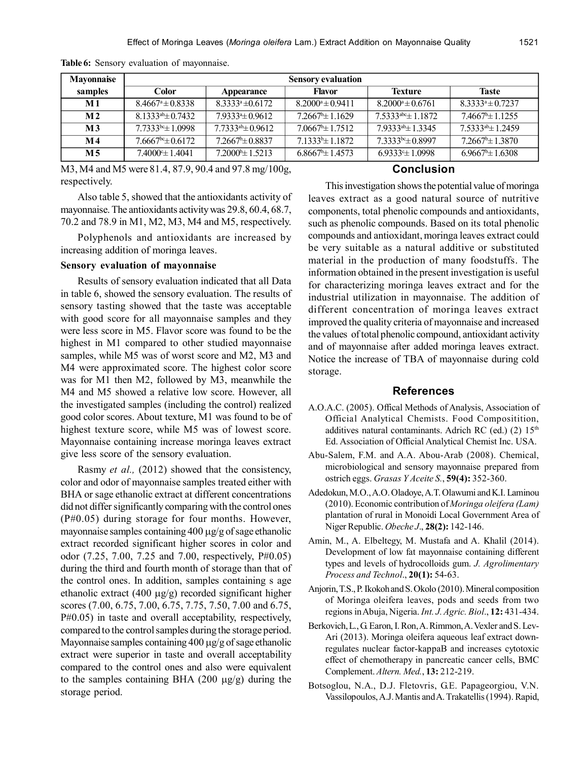**Table 6:** Sensory evaluation of mayonnaise.

| Mayonnaise samples | Sensory evaluation | | | | |
|---|---|---|---|---|---|
| | Color | Appearance | Flavor | Texture | Taste |
| M1 | 8.4667[a] ± 0.8338 | 8.3333[a] ±0.6172 | 8.2000[a] ± 0.9411 | 8.2000[a] ± 0.6761 | 8.3333[a] ± 0.7237 |
| M2 | 8.1333[ab] ± 0.7432 | 7.9333[a] ± 0.9612 | 7.2667[b] ± 1.1629 | 7.5333[abc] ± 1.1872 | 7.4667[b] ± 1.1255 |
| M3 | 7.7333[bc] ± 1.0998 | 7.7333[ab] ± 0.9612 | 7.0667[b] ± 1.7512 | 7.9333[ab] ± 1.3345 | 7.5333[ab] ± 1.2459 |
| M4 | 7.6667[bc] ± 0.6172 | 7.2667[b] ± 0.8837 | 7.1333[b] ± 1.1872 | 7.3333[bc] ± 0.8997 | 7.2667[b] ± 1.3870 |
| M5 | 7.4000[c] ± 1.4041 | 7.2000[b] ± 1.5213 | 6.8667[b] ± 1.4573 | 6.9333[c] ± 1.0998 | 6.9667[b] ± 1.6308 |

M3, M4 and M5 were 81.4, 87.9, 90.4 and 97.8 mg/100g, respectively.

Also table 5, showed that the antioxidants activity of mayonnaise. The antioxidants activity was 29.8, 60.4, 68.7, 70.2 and 78.9 in M1, M2, M3, M4 and M5, respectively.

Polyphenols and antioxidants are increased by increasing addition of moringa leaves.

### Sensory evaluation of mayonnaise

Results of sensory evaluation indicated that all Data in table 6, showed the sensory evaluation. The results of sensory tasting showed that the taste was acceptable with good score for all mayonnaise samples and they were less score in M5. Flavor score was found to be the highest in M1 compared to other studied mayonnaise samples, while M5 was of worst score and M2, M3 and M4 were approximated score. The highest color score was for M1 then M2, followed by M3, meanwhile the M4 and M5 showed a relative low score. However, all the investigated samples (including the control) realized good color scores. About texture, M1 was found to be of highest texture score, while M5 was of lowest score. Mayonnaise containing increase moringa leaves extract give less score of the sensory evaluation.

Rasmy *et al.,* (2012) showed that the consistency, color and odor of mayonnaise samples treated either with BHA or sage ethanolic extract at different concentrations did not differ significantly comparing with the control ones (P#0.05) during storage for four months. However, mayonnaise samples containing 400 μg/g of sage ethanolic extract recorded significant higher scores in color and odor (7.25, 7.00, 7.25 and 7.00, respectively, P#0.05) during the third and fourth month of storage than that of the control ones. In addition, samples containing s age ethanolic extract (400 μg/g) recorded significant higher scores (7.00, 6.75, 7.00, 6.75, 7.75, 7.50, 7.00 and 6.75, P#0.05) in taste and overall acceptability, respectively, compared to the control samples during the storage period. Mayonnaise samples containing 400 μg/g of sage ethanolic extract were superior in taste and overall acceptability compared to the control ones and also were equivalent to the samples containing BHA (200 μg/g) during the storage period.

## Conclusion

This investigation shows the potential value of moringa leaves extract as a good natural source of nutritive components, total phenolic compounds and antioxidants, such as phenolic compounds. Based on its total phenolic compounds and antioxidant, moringa leaves extract could be very suitable as a natural additive or substituted material in the production of many foodstuffs. The information obtained in the present investigation is useful for characterizing moringa leaves extract and for the industrial utilization in mayonnaise. The addition of different concentration of moringa leaves extract improved the quality criteria of mayonnaise and increased the values of total phenolic compound, antioxidant activity and of mayonnaise after added moringa leaves extract. Notice the increase of TBA of mayonnaise during cold storage.

## References

A.O.A.C. (2005). Offical Methods of Analysis, Association of Official Analytical Chemists. Food Composititition, additives natural contaminants. Adrich RC (ed.) (2) 15th Ed. Association of Official Analytical Chemist Inc. USA.

Abu-Salem, F.M. and A.A. Abou-Arab (2008). Chemical, microbiological and sensory mayonnaise prepared from ostrich eggs. *Grasas Y Aceite S.*, **59(4):** 352-360.

Adedokun, M.O., A.O. Oladoye, A.T. Olawumi and K.I. Laminou (2010). Economic contribution of *Moringa oleifera (Lam)* plantation of rural in Monoidi Local Government Area of Niger Republic. *Obeche J*., **28(2):** 142-146.

Amin, M., A. Elbeltegy, M. Mustafa and A. Khalil (2014). Development of low fat mayonnaise containing different types and levels of hydrocolloids gum. *J. Agrolimentary Process and Technol*., **20(1):** 54-63.

Anjorin, T.S., P. Ikokoh and S. Okolo (2010). Mineral composition of Moringa oleifera leaves, pods and seeds from two regions in Abuja, Nigeria. *Int. J. Agric. Biol*., **12:** 431-434.

Berkovich, L., G. Earon, I. Ron, A. Rimmon, A. Vexler and S. Lev-Ari (2013). Moringa oleifera aqueous leaf extract down-regulates nuclear factor-kappaB and increases cytotoxic effect of chemotherapy in pancreatic cancer cells, BMC Complement. *Altern. Med.*, **13:** 212-219.

Botsoglou, N.A., D.J. Fletovris, G.E. Papageorgiou, V.N. Vassilopoulos, A.J. Mantis and A. Trakatellis (1994). Rapid,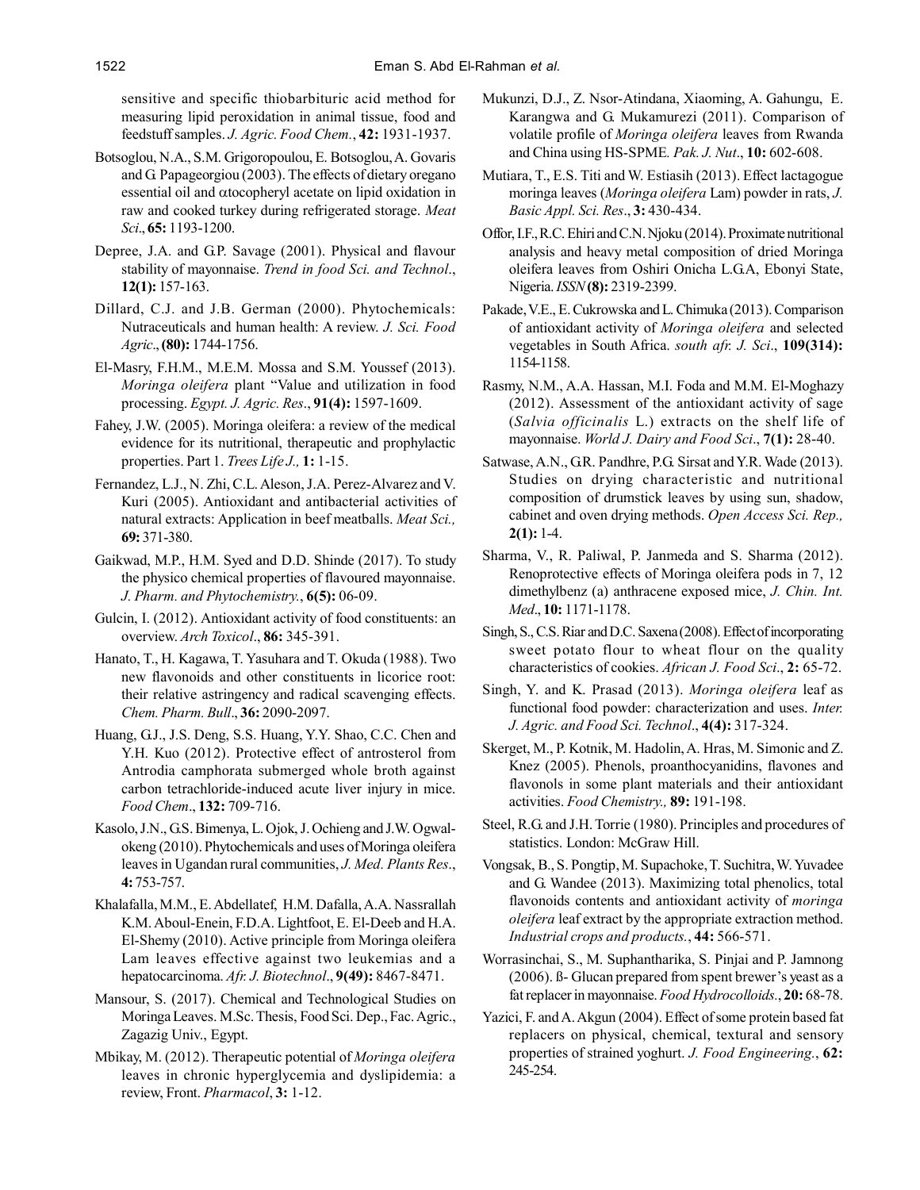sensitive and specific thiobarbituric acid method for measuring lipid peroxidation in animal tissue, food and feedstuff samples. *J. Agric. Food Chem.*, **42:** 1931-1937.

Botsoglou, N.A., S.M. Grigoropoulou, E. Botsoglou, A. Govaris and G. Papageorgiou (2003). The effects of dietary oregano essential oil and αtocopheryl acetate on lipid oxidation in raw and cooked turkey during refrigerated storage. *Meat Sci*., **65:** 1193-1200.

Depree, J.A. and G.P. Savage (2001). Physical and flavour stability of mayonnaise. *Trend in food Sci. and Technol*., **12(1):** 157-163.

Dillard, C.J. and J.B. German (2000). Phytochemicals: Nutraceuticals and human health: A review. *J. Sci. Food Agric*., **(80):** 1744-1756.

El-Masry, F.H.M., M.E.M. Mossa and S.M. Youssef (2013). *Moringa oleifera* plant "Value and utilization in food processing. *Egypt. J. Agric. Res*., **91(4):** 1597-1609.

Fahey, J.W. (2005). Moringa oleifera: a review of the medical evidence for its nutritional, therapeutic and prophylactic properties. Part 1. *Trees Life J.,* **1:** 1-15.

Fernandez, L.J., N. Zhi, C.L. Aleson, J.A. Perez-Alvarez and V. Kuri (2005). Antioxidant and antibacterial activities of natural extracts: Application in beef meatballs. *Meat Sci.,* **69:** 371-380.

Gaikwad, M.P., H.M. Syed and D.D. Shinde (2017). To study the physico chemical properties of flavoured mayonnaise. *J. Pharm. and Phytochemistry.*, **6(5):** 06-09.

Gulcin, I. (2012). Antioxidant activity of food constituents: an overview. *Arch Toxicol*., **86:** 345-391.

Hanato, T., H. Kagawa, T. Yasuhara and T. Okuda (1988). Two new flavonoids and other constituents in licorice root: their relative astringency and radical scavenging effects. *Chem. Pharm. Bull*., **36:** 2090-2097.

Huang, G.J., J.S. Deng, S.S. Huang, Y.Y. Shao, C.C. Chen and Y.H. Kuo (2012). Protective effect of antrosterol from Antrodia camphorata submerged whole broth against carbon tetrachloride-induced acute liver injury in mice. *Food Chem*., **132:** 709-716.

Kasolo, J.N., G.S. Bimenya, L. Ojok, J. Ochieng and J.W. Ogwal-okeng (2010). Phytochemicals and uses of Moringa oleifera leaves in Ugandan rural communities, *J. Med. Plants Res*., **4:** 753-757.

Khalafalla, M.M., E. Abdellatef, H.M. Dafalla, A.A. Nassrallah K.M. Aboul-Enein, F.D.A. Lightfoot, E. El-Deeb and H.A. El-Shemy (2010). Active principle from Moringa oleifera Lam leaves effective against two leukemias and a hepatocarcinoma. *Afr. J. Biotechnol*., **9(49):** 8467-8471.

Mansour, S. (2017). Chemical and Technological Studies on Moringa Leaves. M.Sc. Thesis, Food Sci. Dep., Fac. Agric., Zagazig Univ., Egypt.

Mbikay, M. (2012). Therapeutic potential of *Moringa oleifera* leaves in chronic hyperglycemia and dyslipidemia: a review, Front. *Pharmacol*, **3:** 1-12.

Mukunzi, D.J., Z. Nsor-Atindana, Xiaoming, A. Gahungu, E. Karangwa and G. Mukamurezi (2011). Comparison of volatile profile of *Moringa oleifera* leaves from Rwanda and China using HS-SPME. *Pak. J. Nut*., **10:** 602-608.

Mutiara, T., E.S. Titi and W. Estiasih (2013). Effect lactagogue moringa leaves (*Moringa oleifera* Lam) powder in rats, *J. Basic Appl. Sci. Res*., **3:** 430-434.

Offor, I.F., R.C. Ehiri and C.N. Njoku (2014). Proximate nutritional analysis and heavy metal composition of dried Moringa oleifera leaves from Oshiri Onicha L.G.A, Ebonyi State, Nigeria. *ISSN* **(8):** 2319-2399.

Pakade, V.E., E. Cukrowska and L. Chimuka (2013). Comparison of antioxidant activity of *Moringa oleifera* and selected vegetables in South Africa. *south afr. J. Sci*., **109(314):** 1154-1158.

Rasmy, N.M., A.A. Hassan, M.I. Foda and M.M. El-Moghazy (2012). Assessment of the antioxidant activity of sage (*Salvia officinalis* L.) extracts on the shelf life of mayonnaise. *World J. Dairy and Food Sci*., **7(1):** 28-40.

Satwase, A.N., G.R. Pandhre, P.G. Sirsat and Y.R. Wade (2013). Studies on drying characteristic and nutritional composition of drumstick leaves by using sun, shadow, cabinet and oven drying methods. *Open Access Sci. Rep.,* **2(1):** 1-4.

Sharma, V., R. Paliwal, P. Janmeda and S. Sharma (2012). Renoprotective effects of Moringa oleifera pods in 7, 12 dimethylbenz (a) anthracene exposed mice, *J. Chin. Int. Med*., **10:** 1171-1178.

Singh, S., C.S. Riar and D.C. Saxena (2008). Effect of incorporating sweet potato flour to wheat flour on the quality characteristics of cookies. *African J. Food Sci*., **2:** 65-72.

Singh, Y. and K. Prasad (2013). *Moringa oleifera* leaf as functional food powder: characterization and uses. *Inter. J. Agric. and Food Sci. Technol*., **4(4):** 317-324.

Skerget, M., P. Kotnik, M. Hadolin, A. Hras, M. Simonic and Z. Knez (2005). Phenols, proanthocyanidins, flavones and flavonols in some plant materials and their antioxidant activities. *Food Chemistry.,* **89:** 191-198.

Steel, R.G. and J.H. Torrie (1980). Principles and procedures of statistics. London: McGraw Hill.

Vongsak, B., S. Pongtip, M. Supachoke, T. Suchitra, W. Yuvadee and G. Wandee (2013). Maximizing total phenolics, total flavonoids contents and antioxidant activity of *moringa oleifera* leaf extract by the appropriate extraction method. *Industrial crops and products.*, **44:** 566-571.

Worrasinchai, S., M. Suphantharika, S. Pinjai and P. Jamnong (2006). ß- Glucan prepared from spent brewer's yeast as a fat replacer in mayonnaise. *Food Hydrocolloids.*, **20:** 68-78.

Yazici, F. and A. Akgun (2004). Effect of some protein based fat replacers on physical, chemical, textural and sensory properties of strained yoghurt. *J. Food Engineering.*, **62:** 245-254.